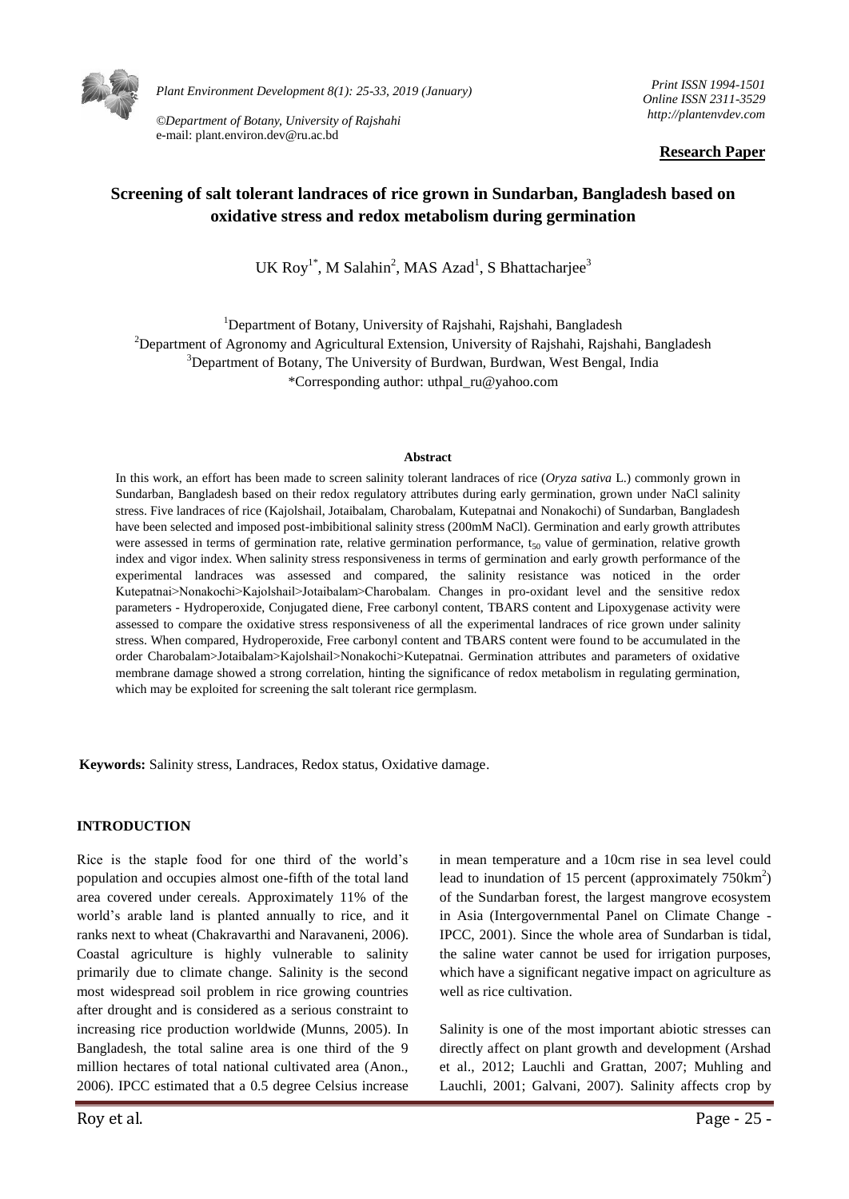*Print ISSN 1994-1501*
*Online ISSN 2311-3529*
*http://plantenvdev.com*

*©Department of Botany, University of Rajshahi*
e-mail: plant.environ.dev@ru.ac.bd

**Research Paper**

# Screening of salt tolerant landraces of rice grown in Sundarban, Bangladesh based on oxidative stress and redox metabolism during germination

UK Roy[1*], M Salahin[2], MAS Azad[1], S Bhattacharjee[3]

[1]Department of Botany, University of Rajshahi, Rajshahi, Bangladesh
[2]Department of Agronomy and Agricultural Extension, University of Rajshahi, Rajshahi, Bangladesh
[3]Department of Botany, The University of Burdwan, Burdwan, West Bengal, India
*Corresponding author: uthpal_ru@yahoo.com

### Abstract

In this work, an effort has been made to screen salinity tolerant landraces of rice (*Oryza sativa* L.) commonly grown in Sundarban, Bangladesh based on their redox regulatory attributes during early germination, grown under NaCl salinity stress. Five landraces of rice (Kajolshail, Jotaibalam, Charobalam, Kutepatnai and Nonakochi) of Sundarban, Bangladesh have been selected and imposed post-imbibitional salinity stress (200mM NaCl). Germination and early growth attributes were assessed in terms of germination rate, relative germination performance, $t_{50}$ value of germination, relative growth index and vigor index. When salinity stress responsiveness in terms of germination and early growth performance of the experimental landraces was assessed and compared, the salinity resistance was noticed in the order Kutepatnai>Nonakochi>Kajolshail>Jotaibalam>Charobalam. Changes in pro-oxidant level and the sensitive redox parameters - Hydroperoxide, Conjugated diene, Free carbonyl content, TBARS content and Lipoxygenase activity were assessed to compare the oxidative stress responsiveness of all the experimental landraces of rice grown under salinity stress. When compared, Hydroperoxide, Free carbonyl content and TBARS content were found to be accumulated in the order Charobalam>Jotaibalam>Kajolshail>Nonakochi>Kutepatnai. Germination attributes and parameters of oxidative membrane damage showed a strong correlation, hinting the significance of redox metabolism in regulating germination, which may be exploited for screening the salt tolerant rice germplasm.

**Keywords:** Salinity stress, Landraces, Redox status, Oxidative damage.

## INTRODUCTION

Rice is the staple food for one third of the world's population and occupies almost one-fifth of the total land area covered under cereals. Approximately 11% of the world's arable land is planted annually to rice, and it ranks next to wheat (Chakravarthi and Naravaneni, 2006). Coastal agriculture is highly vulnerable to salinity primarily due to climate change. Salinity is the second most widespread soil problem in rice growing countries after drought and is considered as a serious constraint to increasing rice production worldwide (Munns, 2005). In Bangladesh, the total saline area is one third of the 9 million hectares of total national cultivated area (Anon., 2006). IPCC estimated that a 0.5 degree Celsius increase in mean temperature and a 10cm rise in sea level could lead to inundation of 15 percent (approximately 750km$^2$) of the Sundarban forest, the largest mangrove ecosystem in Asia (Intergovernmental Panel on Climate Change - IPCC, 2001). Since the whole area of Sundarban is tidal, the saline water cannot be used for irrigation purposes, which have a significant negative impact on agriculture as well as rice cultivation.

Salinity is one of the most important abiotic stresses can directly affect on plant growth and development (Arshad et al., 2012; Lauchli and Grattan, 2007; Muhling and Lauchli, 2001; Galvani, 2007). Salinity affects crop by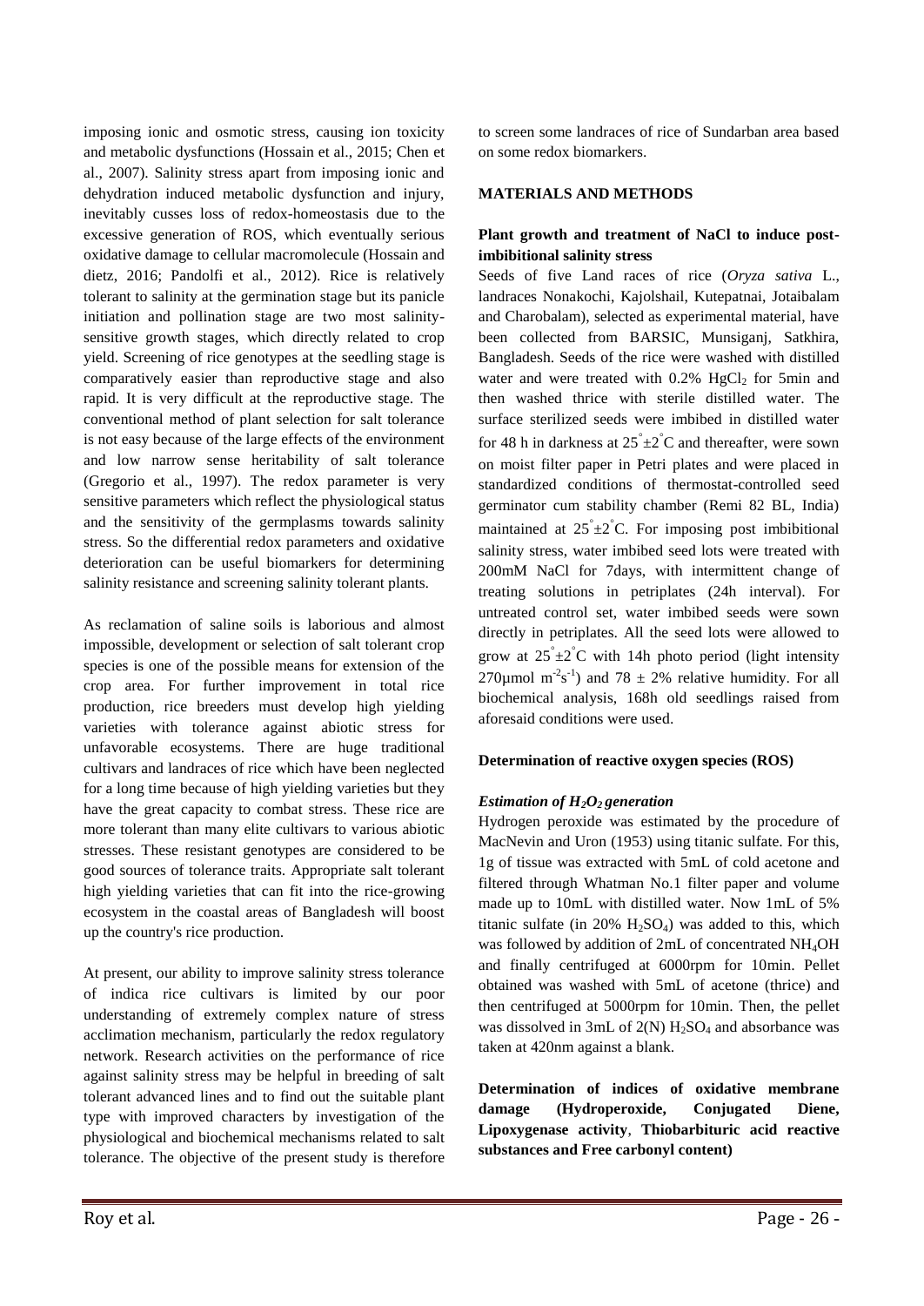imposing ionic and osmotic stress, causing ion toxicity and metabolic dysfunctions (Hossain et al., 2015; Chen et al., 2007). Salinity stress apart from imposing ionic and dehydration induced metabolic dysfunction and injury, inevitably cusses loss of redox-homeostasis due to the excessive generation of ROS, which eventually serious oxidative damage to cellular macromolecule (Hossain and dietz, 2016; Pandolfi et al., 2012). Rice is relatively tolerant to salinity at the germination stage but its panicle initiation and pollination stage are two most salinity-sensitive growth stages, which directly related to crop yield. Screening of rice genotypes at the seedling stage is comparatively easier than reproductive stage and also rapid. It is very difficult at the reproductive stage. The conventional method of plant selection for salt tolerance is not easy because of the large effects of the environment and low narrow sense heritability of salt tolerance (Gregorio et al., 1997). The redox parameter is very sensitive parameters which reflect the physiological status and the sensitivity of the germplasms towards salinity stress. So the differential redox parameters and oxidative deterioration can be useful biomarkers for determining salinity resistance and screening salinity tolerant plants.

As reclamation of saline soils is laborious and almost impossible, development or selection of salt tolerant crop species is one of the possible means for extension of the crop area. For further improvement in total rice production, rice breeders must develop high yielding varieties with tolerance against abiotic stress for unfavorable ecosystems. There are huge traditional cultivars and landraces of rice which have been neglected for a long time because of high yielding varieties but they have the great capacity to combat stress. These rice are more tolerant than many elite cultivars to various abiotic stresses. These resistant genotypes are considered to be good sources of tolerance traits. Appropriate salt tolerant high yielding varieties that can fit into the rice-growing ecosystem in the coastal areas of Bangladesh will boost up the country's rice production.

At present, our ability to improve salinity stress tolerance of indica rice cultivars is limited by our poor understanding of extremely complex nature of stress acclimation mechanism, particularly the redox regulatory network. Research activities on the performance of rice against salinity stress may be helpful in breeding of salt tolerant advanced lines and to find out the suitable plant type with improved characters by investigation of the physiological and biochemical mechanisms related to salt tolerance. The objective of the present study is therefore to screen some landraces of rice of Sundarban area based on some redox biomarkers.

## MATERIALS AND METHODS

### Plant growth and treatment of NaCl to induce post-imbibitional salinity stress

Seeds of five Land races of rice (*Oryza sativa* L., landraces Nonakochi, Kajolshail, Kutepatnai, Jotaibalam and Charobalam), selected as experimental material, have been collected from BARSIC, Munsiganj, Satkhira, Bangladesh. Seeds of the rice were washed with distilled water and were treated with 0.2% $HgCl_2$ for 5min and then washed thrice with sterile distilled water. The surface sterilized seeds were imbibed in distilled water for 48 h in darkness at $25^{\circ}\pm2^{\circ}$C and thereafter, were sown on moist filter paper in Petri plates and were placed in standardized conditions of thermostat-controlled seed germinator cum stability chamber (Remi 82 BL, India) maintained at $25^{\circ}\pm2^{\circ}$C. For imposing post imbibitional salinity stress, water imbibed seed lots were treated with 200mM NaCl for 7days, with intermittent change of treating solutions in petriplates (24h interval). For untreated control set, water imbibed seeds were sown directly in petriplates. All the seed lots were allowed to grow at $25^{\circ}\pm2^{\circ}$C with 14h photo period (light intensity 270μmol $m^{-2}s^{-1}$) and $78 \pm 2\%$ relative humidity. For all biochemical analysis, 168h old seedlings raised from aforesaid conditions were used.

### Determination of reactive oxygen species (ROS)

#### *Estimation of $H_2O_2$ generation*

Hydrogen peroxide was estimated by the procedure of MacNevin and Uron (1953) using titanic sulfate. For this, 1g of tissue was extracted with 5mL of cold acetone and filtered through Whatman No.1 filter paper and volume made up to 10mL with distilled water. Now 1mL of 5% titanic sulfate (in 20% $H_2SO_4$) was added to this, which was followed by addition of 2mL of concentrated $NH_4OH$ and finally centrifuged at 6000rpm for 10min. Pellet obtained was washed with 5mL of acetone (thrice) and then centrifuged at 5000rpm for 10min. Then, the pellet was dissolved in 3mL of 2(N) $H_2SO_4$ and absorbance was taken at 420nm against a blank.

### Determination of indices of oxidative membrane damage (Hydroperoxide, Conjugated Diene, Lipoxygenase activity, Thiobarbituric acid reactive substances and Free carbonyl content)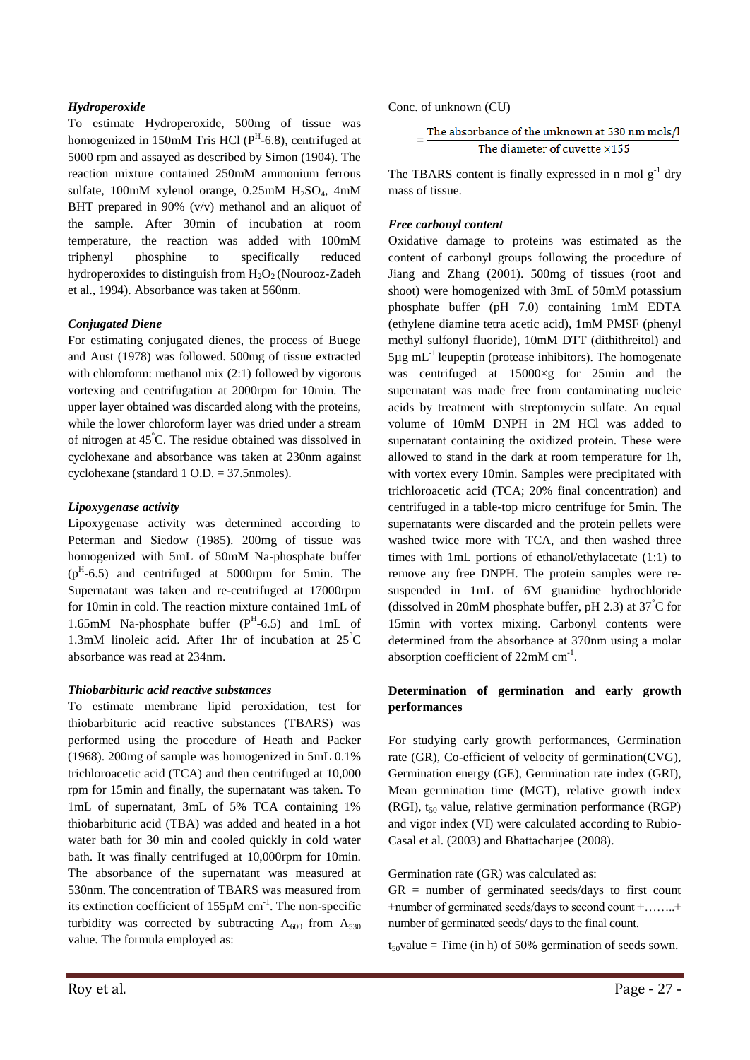***Hydroperoxide***

To estimate Hydroperoxide, 500mg of tissue was homogenized in 150mM Tris HCl ($P^H$-6.8), centrifuged at 5000 rpm and assayed as described by Simon (1904). The reaction mixture contained 250mM ammonium ferrous sulfate, 100mM xylenol orange, 0.25mM $H_2SO_4$, 4mM BHT prepared in 90% (v/v) methanol and an aliquot of the sample. After 30min of incubation at room temperature, the reaction was added with 100mM triphenyl phosphine to specifically reduced hydroperoxides to distinguish from $H_2O_2$ (Nourooz-Zadeh et al., 1994). Absorbance was taken at 560nm.

***Conjugated Diene***

For estimating conjugated dienes, the process of Buege and Aust (1978) was followed. 500mg of tissue extracted with chloroform: methanol mix (2:1) followed by vigorous vortexing and centrifugation at 2000rpm for 10min. The upper layer obtained was discarded along with the proteins, while the lower chloroform layer was dried under a stream of nitrogen at 45°C. The residue obtained was dissolved in cyclohexane and absorbance was taken at 230nm against cyclohexane (standard 1 O.D. = 37.5nmoles).

***Lipoxygenase activity***

Lipoxygenase activity was determined according to Peterman and Siedow (1985). 200mg of tissue was homogenized with 5mL of 50mM Na-phosphate buffer ($p^H$-6.5) and centrifuged at 5000rpm for 5min. The Supernatant was taken and re-centrifuged at 17000rpm for 10min in cold. The reaction mixture contained 1mL of 1.65mM Na-phosphate buffer ($P^H$-6.5) and 1mL of 1.3mM linoleic acid. After 1hr of incubation at 25°C absorbance was read at 234nm.

***Thiobarbituric acid reactive substances***

To estimate membrane lipid peroxidation, test for thiobarbituric acid reactive substances (TBARS) was performed using the procedure of Heath and Packer (1968). 200mg of sample was homogenized in 5mL 0.1% trichloroacetic acid (TCA) and then centrifuged at 10,000 rpm for 15min and finally, the supernatant was taken. To 1mL of supernatant, 3mL of 5% TCA containing 1% thiobarbituric acid (TBA) was added and heated in a hot water bath for 30 min and cooled quickly in cold water bath. It was finally centrifuged at 10,000rpm for 10min. The absorbance of the supernatant was measured at 530nm. The concentration of TBARS was measured from its extinction coefficient of 155µM $cm^{-1}$. The non-specific turbidity was corrected by subtracting $A_{600}$ from $A_{530}$ value. The formula employed as:

Conc. of unknown (CU)

$$= \frac{\text{The absorbance of the unknown at 530 nm mols/l}}{\text{The diameter of cuvette} \times 155}$$

The TBARS content is finally expressed in n mol $g^{-1}$ dry mass of tissue.

***Free carbonyl content***

Oxidative damage to proteins was estimated as the content of carbonyl groups following the procedure of Jiang and Zhang (2001). 500mg of tissues (root and shoot) were homogenized with 3mL of 50mM potassium phosphate buffer (pH 7.0) containing 1mM EDTA (ethylene diamine tetra acetic acid), 1mM PMSF (phenyl methyl sulfonyl fluoride), 10mM DTT (dithithreitol) and 5µg $mL^{-1}$ leupeptin (protease inhibitors). The homogenate was centrifuged at 15000×g for 25min and the supernatant was made free from contaminating nucleic acids by treatment with streptomycin sulfate. An equal volume of 10mM DNPH in 2M HCl was added to supernatant containing the oxidized protein. These were allowed to stand in the dark at room temperature for 1h, with vortex every 10min. Samples were precipitated with trichloroacetic acid (TCA; 20% final concentration) and centrifuged in a table-top micro centrifuge for 5min. The supernatants were discarded and the protein pellets were washed twice more with TCA, and then washed three times with 1mL portions of ethanol/ethylacetate (1:1) to remove any free DNPH. The protein samples were re-suspended in 1mL of 6M guanidine hydrochloride (dissolved in 20mM phosphate buffer, pH 2.3) at 37°C for 15min with vortex mixing. Carbonyl contents were determined from the absorbance at 370nm using a molar absorption coefficient of 22mM $cm^{-1}$.

**Determination of germination and early growth performances**

For studying early growth performances, Germination rate (GR), Co-efficient of velocity of germination(CVG), Germination energy (GE), Germination rate index (GRI), Mean germination time (MGT), relative growth index (RGI), $t_{50}$ value, relative germination performance (RGP) and vigor index (VI) were calculated according to Rubio-Casal et al. (2003) and Bhattacharjee (2008).

Germination rate (GR) was calculated as:

GR = number of germinated seeds/days to first count +number of germinated seeds/days to second count +……..+ number of germinated seeds/ days to the final count.

$t_{50}$value = Time (in h) of 50% germination of seeds sown.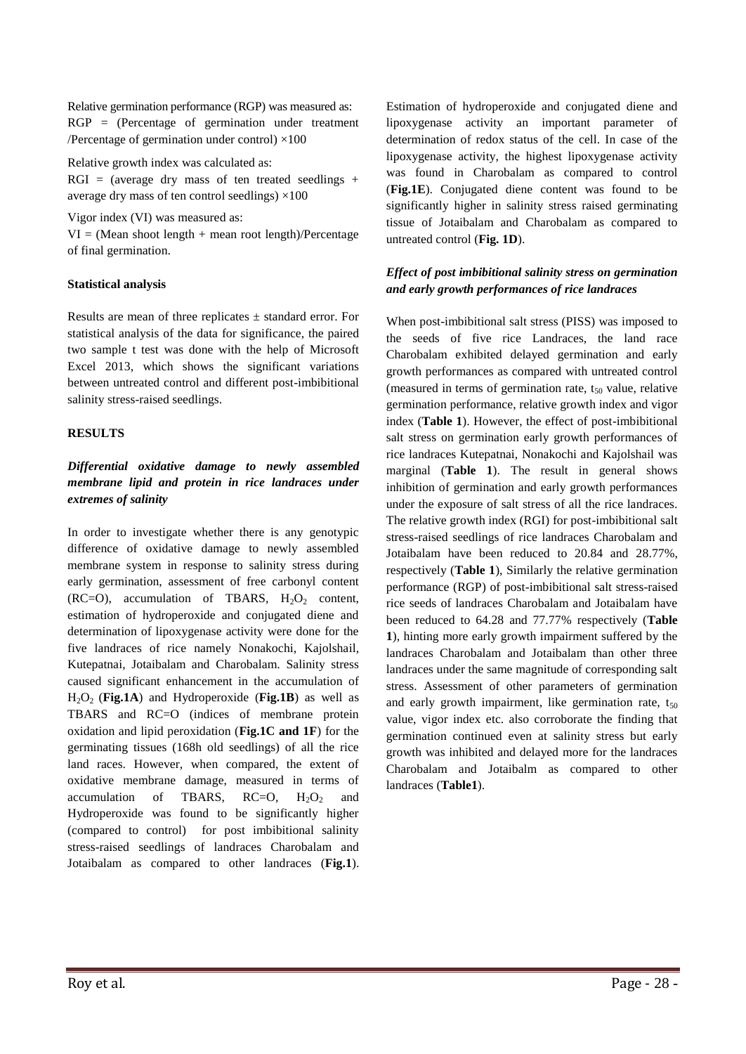Relative germination performance (RGP) was measured as: RGP = (Percentage of germination under treatment /Percentage of germination under control) ×100

Relative growth index was calculated as:

RGI = (average dry mass of ten treated seedlings + average dry mass of ten control seedlings) ×100

Vigor index (VI) was measured as:

VI = (Mean shoot length + mean root length)/Percentage of final germination.

**Statistical analysis**

Results are mean of three replicates ± standard error. For statistical analysis of the data for significance, the paired two sample t test was done with the help of Microsoft Excel 2013, which shows the significant variations between untreated control and different post-imbibitional salinity stress-raised seedlings.

## RESULTS

### *Differential oxidative damage to newly assembled membrane lipid and protein in rice landraces under extremes of salinity*

In order to investigate whether there is any genotypic difference of oxidative damage to newly assembled membrane system in response to salinity stress during early germination, assessment of free carbonyl content (RC=O), accumulation of TBARS, $H_2O_2$ content, estimation of hydroperoxide and conjugated diene and determination of lipoxygenase activity were done for the five landraces of rice namely Nonakochi, Kajolshail, Kutepatnai, Jotaibalam and Charobalam. Salinity stress caused significant enhancement in the accumulation of $H_2O_2$ (**Fig.1A**) and Hydroperoxide (**Fig.1B**) as well as TBARS and RC=O (indices of membrane protein oxidation and lipid peroxidation (**Fig.1C and 1F**) for the germinating tissues (168h old seedlings) of all the rice land races. However, when compared, the extent of oxidative membrane damage, measured in terms of accumulation of TBARS, RC=O, $H_2O_2$ and Hydroperoxide was found to be significantly higher (compared to control) for post imbibitional salinity stress-raised seedlings of landraces Charobalam and Jotaibalam as compared to other landraces (**Fig.1**). Estimation of hydroperoxide and conjugated diene and lipoxygenase activity an important parameter of determination of redox status of the cell. In case of the lipoxygenase activity, the highest lipoxygenase activity was found in Charobalam as compared to control (**Fig.1E**). Conjugated diene content was found to be significantly higher in salinity stress raised germinating tissue of Jotaibalam and Charobalam as compared to untreated control (**Fig. 1D**).

### *Effect of post imbibitional salinity stress on germination and early growth performances of rice landraces*

When post-imbibitional salt stress (PISS) was imposed to the seeds of five rice Landraces, the land race Charobalam exhibited delayed germination and early growth performances as compared with untreated control (measured in terms of germination rate, $t_{50}$ value, relative germination performance, relative growth index and vigor index (**Table 1**). However, the effect of post-imbibitional salt stress on germination early growth performances of rice landraces Kutepatnai, Nonakochi and Kajolshail was marginal (**Table 1**). The result in general shows inhibition of germination and early growth performances under the exposure of salt stress of all the rice landraces. The relative growth index (RGI) for post-imbibitional salt stress-raised seedlings of rice landraces Charobalam and Jotaibalam have been reduced to 20.84 and 28.77%, respectively (**Table 1**), Similarly the relative germination performance (RGP) of post-imbibitional salt stress-raised rice seeds of landraces Charobalam and Jotaibalam have been reduced to 64.28 and 77.77% respectively (**Table 1**), hinting more early growth impairment suffered by the landraces Charobalam and Jotaibalam than other three landraces under the same magnitude of corresponding salt stress. Assessment of other parameters of germination and early growth impairment, like germination rate, $t_{50}$ value, vigor index etc. also corroborate the finding that germination continued even at salinity stress but early growth was inhibited and delayed more for the landraces Charobalam and Jotaibalm as compared to other landraces (**Table1**).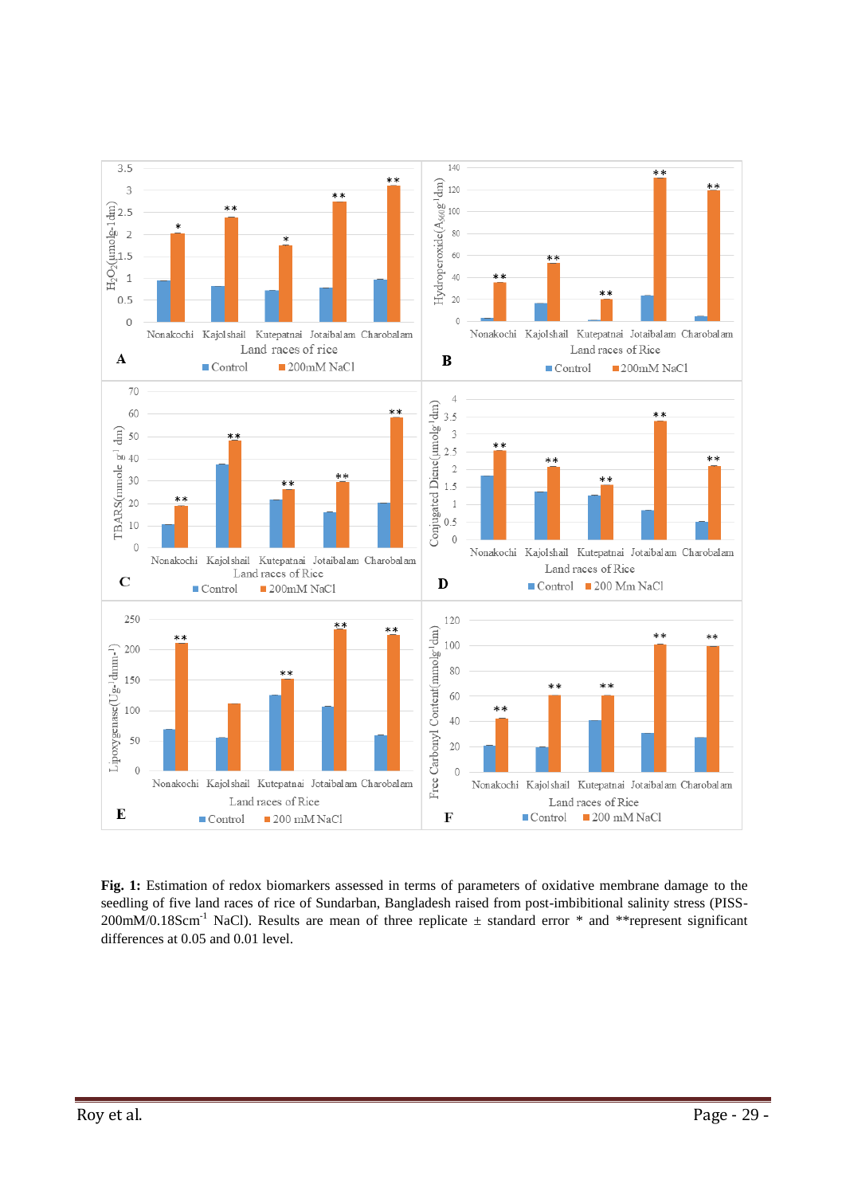**Fig. 1:** Estimation of redox biomarkers assessed in terms of parameters of oxidative membrane damage to the seedling of five land races of rice of Sundarban, Bangladesh raised from post-imbibitional salinity stress (PISS-200mM/0.18$Scm^{-1}$ NaCl). Results are mean of three replicate ± standard error * and **represent significant differences at 0.05 and 0.01 level.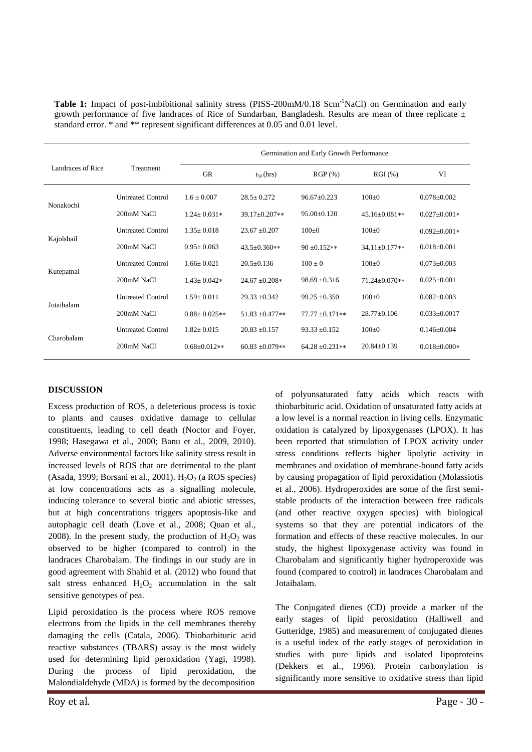**Table 1:** Impact of post-imbibitional salinity stress (PISS-200mM/0.18 $Scm^{-1}$NaCl) on Germination and early growth performance of five landraces of Rice of Sundarban, Bangladesh. Results are mean of three replicate ± standard error. * and ** represent significant differences at 0.05 and 0.01 level.

| Landraces of Rice | Treatment | Germination and Early Growth Performance | | | | |
|---|---|---|---|---|---|---|
| | | GR | $t_{50}$ (hrs) | RGP (%) | RGI (%) | VI |
| Nonakochi | Untreated Control | 1.6 ± 0.007 | 28.5± 0.272 | 96.67±0.223 | 100±0 | 0.078±0.002 |
| | 200mM NaCl | 1.24± 0.031* | 39.17±0.207** | 95.00±0.120 | 45.16±0.081** | 0.027±0.001* |
| Kajolshail | Untreated Control | 1.35± 0.018 | 23.67 ±0.207 | 100±0 | 100±0 | 0.092±0.001* |
| | 200mM NaCl | 0.95± 0.063 | 43.5±0.360** | 90 ±0.152** | 34.11±0.177** | 0.018±0.001 |
| Kutepatnai | Untreated Control | 1.66± 0.021 | 20.5±0.136 | 100 ± 0 | 100±0 | 0.073±0.003 |
| | 200mM NaCl | 1.43± 0.042* | 24.67 ±0.208* | 98.69 ±0.316 | 71.24±0.070** | 0.025±0.001 |
| Jotaibalam | Untreated Control | 1.59± 0.011 | 29.33 ±0.342 | 99.25 ±0.350 | 100±0 | 0.082±0.003 |
| | 200mM NaCl | 0.88± 0.025** | 51.83 ±0.477** | 77.77 ±0.171** | 28.77±0.106 | 0.033±0.0017 |
| Charobalam | Untreated Control | 1.82± 0.015 | 20.83 ±0.157 | 93.33 ±0.152 | 100±0 | 0.146±0.004 |
| | 200mM NaCl | 0.68±0.012** | 60.83 ±0.079** | 64.28 ±0.231** | 20.84±0.139 | 0.018±0.000* |

## DISCUSSION

Excess production of ROS, a deleterious process is toxic to plants and causes oxidative damage to cellular constituents, leading to cell death (Noctor and Foyer, 1998; Hasegawa et al., 2000; Banu et al., 2009, 2010). Adverse environmental factors like salinity stress result in increased levels of ROS that are detrimental to the plant (Asada, 1999; Borsani et al., 2001). $H_2O_2$ (a ROS species) at low concentrations acts as a signalling molecule, inducing tolerance to several biotic and abiotic stresses, but at high concentrations triggers apoptosis-like and autophagic cell death (Love et al., 2008; Quan et al., 2008). In the present study, the production of $H_2O_2$ was observed to be higher (compared to control) in the landraces Charobalam. The findings in our study are in good agreement with Shahid et al. (2012) who found that salt stress enhanced $H_2O_2$ accumulation in the salt sensitive genotypes of pea.

Lipid peroxidation is the process where ROS remove electrons from the lipids in the cell membranes thereby damaging the cells (Catala, 2006). Thiobarbituric acid reactive substances (TBARS) assay is the most widely used for determining lipid peroxidation (Yagi, 1998). During the process of lipid peroxidation, the Malondialdehyde (MDA) is formed by the decomposition of polyunsaturated fatty acids which reacts with thiobarbituric acid. Oxidation of unsaturated fatty acids at a low level is a normal reaction in living cells. Enzymatic oxidation is catalyzed by lipoxygenases (LPOX). It has been reported that stimulation of LPOX activity under stress conditions reflects higher lipolytic activity in membranes and oxidation of membrane-bound fatty acids by causing propagation of lipid peroxidation (Molassiotis et al., 2006). Hydroperoxides are some of the first semi-stable products of the interaction between free radicals (and other reactive oxygen species) with biological systems so that they are potential indicators of the formation and effects of these reactive molecules. In our study, the highest lipoxygenase activity was found in Charobalam and significantly higher hydroperoxide was found (compared to control) in landraces Charobalam and Jotaibalam.

The Conjugated dienes (CD) provide a marker of the early stages of lipid peroxidation (Halliwell and Gutteridge, 1985) and measurement of conjugated dienes is a useful index of the early stages of peroxidation in studies with pure lipids and isolated lipoproteins (Dekkers et al., 1996). Protein carbonylation is significantly more sensitive to oxidative stress than lipid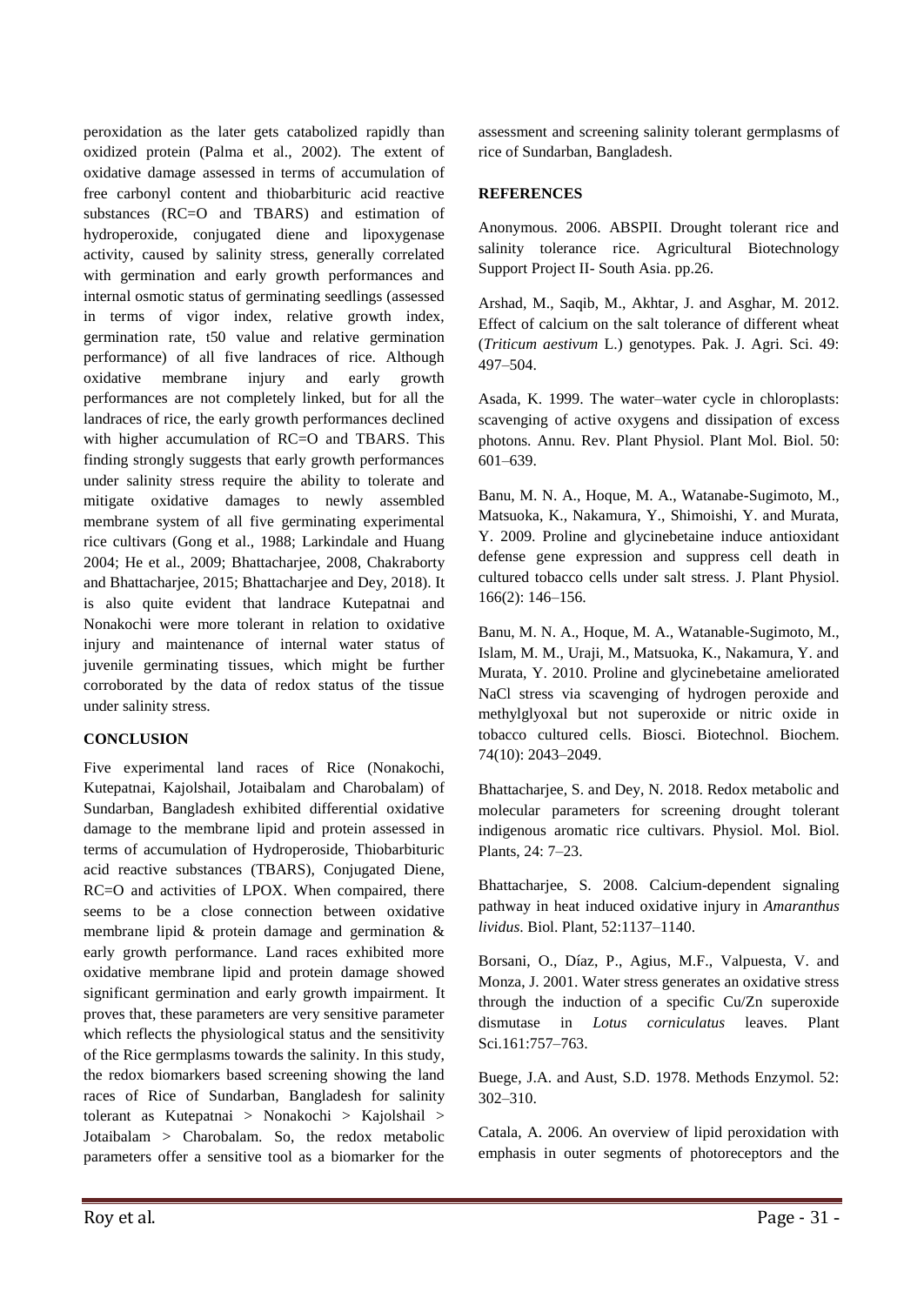peroxidation as the later gets catabolized rapidly than oxidized protein (Palma et al., 2002). The extent of oxidative damage assessed in terms of accumulation of free carbonyl content and thiobarbituric acid reactive substances (RC=O and TBARS) and estimation of hydroperoxide, conjugated diene and lipoxygenase activity, caused by salinity stress, generally correlated with germination and early growth performances and internal osmotic status of germinating seedlings (assessed in terms of vigor index, relative growth index, germination rate, t50 value and relative germination performance) of all five landraces of rice. Although oxidative membrane injury and early growth performances are not completely linked, but for all the landraces of rice, the early growth performances declined with higher accumulation of RC=O and TBARS. This finding strongly suggests that early growth performances under salinity stress require the ability to tolerate and mitigate oxidative damages to newly assembled membrane system of all five germinating experimental rice cultivars (Gong et al., 1988; Larkindale and Huang 2004; He et al., 2009; Bhattacharjee, 2008, Chakraborty and Bhattacharjee, 2015; Bhattacharjee and Dey, 2018). It is also quite evident that landrace Kutepatnai and Nonakochi were more tolerant in relation to oxidative injury and maintenance of internal water status of juvenile germinating tissues, which might be further corroborated by the data of redox status of the tissue under salinity stress.

## CONCLUSION

Five experimental land races of Rice (Nonakochi, Kutepatnai, Kajolshail, Jotaibalam and Charobalam) of Sundarban, Bangladesh exhibited differential oxidative damage to the membrane lipid and protein assessed in terms of accumulation of Hydroperoside, Thiobarbituric acid reactive substances (TBARS), Conjugated Diene, RC=O and activities of LPOX. When compaired, there seems to be a close connection between oxidative membrane lipid & protein damage and germination & early growth performance. Land races exhibited more oxidative membrane lipid and protein damage showed significant germination and early growth impairment. It proves that, these parameters are very sensitive parameter which reflects the physiological status and the sensitivity of the Rice germplasms towards the salinity. In this study, the redox biomarkers based screening showing the land races of Rice of Sundarban, Bangladesh for salinity tolerant as Kutepatnai > Nonakochi > Kajolshail > Jotaibalam > Charobalam. So, the redox metabolic parameters offer a sensitive tool as a biomarker for the assessment and screening salinity tolerant germplasms of rice of Sundarban, Bangladesh.

## REFERENCES

Anonymous. 2006. ABSPII. Drought tolerant rice and salinity tolerance rice. Agricultural Biotechnology Support Project II- South Asia. pp.26.

Arshad, M., Saqib, M., Akhtar, J. and Asghar, M. 2012. Effect of calcium on the salt tolerance of different wheat (*Triticum aestivum* L.) genotypes. Pak. J. Agri. Sci. 49: 497–504.

Asada, K. 1999. The water–water cycle in chloroplasts: scavenging of active oxygens and dissipation of excess photons. Annu. Rev. Plant Physiol. Plant Mol. Biol. 50: 601–639.

Banu, M. N. A., Hoque, M. A., Watanabe-Sugimoto, M., Matsuoka, K., Nakamura, Y., Shimoishi, Y. and Murata, Y. 2009. Proline and glycinebetaine induce antioxidant defense gene expression and suppress cell death in cultured tobacco cells under salt stress. J. Plant Physiol. 166(2): 146–156.

Banu, M. N. A., Hoque, M. A., Watanable-Sugimoto, M., Islam, M. M., Uraji, M., Matsuoka, K., Nakamura, Y. and Murata, Y. 2010. Proline and glycinebetaine ameliorated NaCl stress via scavenging of hydrogen peroxide and methylglyoxal but not superoxide or nitric oxide in tobacco cultured cells. Biosci. Biotechnol. Biochem. 74(10): 2043–2049.

Bhattacharjee, S. and Dey, N. 2018. Redox metabolic and molecular parameters for screening drought tolerant indigenous aromatic rice cultivars. Physiol. Mol. Biol. Plants, 24: 7–23.

Bhattacharjee, S. 2008. Calcium-dependent signaling pathway in heat induced oxidative injury in *Amaranthus lividus*. Biol. Plant, 52:1137–1140.

Borsani, O., Díaz, P., Agius, M.F., Valpuesta, V. and Monza, J. 2001. Water stress generates an oxidative stress through the induction of a specific Cu/Zn superoxide dismutase in *Lotus corniculatus* leaves. Plant Sci.161:757–763.

Buege, J.A. and Aust, S.D. 1978. Methods Enzymol. 52: 302–310.

Catala, A. 2006. An overview of lipid peroxidation with emphasis in outer segments of photoreceptors and the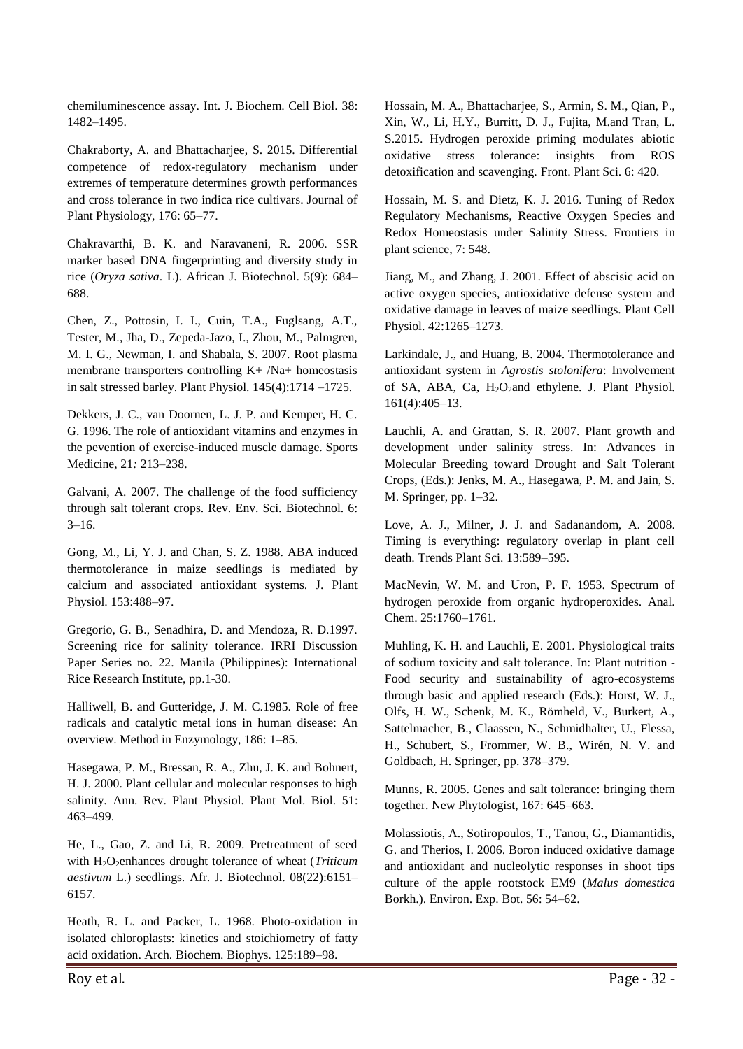chemiluminescence assay. Int. J. Biochem. Cell Biol. 38: 1482–1495.

Chakraborty, A. and Bhattacharjee, S. 2015. Differential competence of redox-regulatory mechanism under extremes of temperature determines growth performances and cross tolerance in two indica rice cultivars. Journal of Plant Physiology, 176: 65–77.

Chakravarthi, B. K. and Naravaneni, R. 2006. SSR marker based DNA fingerprinting and diversity study in rice (*Oryza sativa*. L). African J. Biotechnol. 5(9): 684–688.

Chen, Z., Pottosin, I. I., Cuin, T.A., Fuglsang, A.T., Tester, M., Jha, D., Zepeda-Jazo, I., Zhou, M., Palmgren, M. I. G., Newman, I. and Shabala, S. 2007. Root plasma membrane transporters controlling K+ /Na+ homeostasis in salt stressed barley. Plant Physiol. 145(4):1714 –1725.

Dekkers, J. C., van Doornen, L. J. P. and Kemper, H. C. G. 1996. The role of antioxidant vitamins and enzymes in the pevention of exercise-induced muscle damage. Sports Medicine, 21: 213–238.

Galvani, A. 2007. The challenge of the food sufficiency through salt tolerant crops. Rev. Env. Sci. Biotechnol. 6: 3–16.

Gong, M., Li, Y. J. and Chan, S. Z. 1988. ABA induced thermotolerance in maize seedlings is mediated by calcium and associated antioxidant systems. J. Plant Physiol. 153:488–97.

Gregorio, G. B., Senadhira, D. and Mendoza, R. D.1997. Screening rice for salinity tolerance. IRRI Discussion Paper Series no. 22. Manila (Philippines): International Rice Research Institute, pp.1-30.

Halliwell, B. and Gutteridge, J. M. C.1985. Role of free radicals and catalytic metal ions in human disease: An overview. Method in Enzymology, 186: 1–85.

Hasegawa, P. M., Bressan, R. A., Zhu, J. K. and Bohnert, H. J. 2000. Plant cellular and molecular responses to high salinity. Ann. Rev. Plant Physiol. Plant Mol. Biol. 51: 463–499.

He, L., Gao, Z. and Li, R. 2009. Pretreatment of seed with $H_2O_2$enhances drought tolerance of wheat (*Triticum aestivum* L.) seedlings. Afr. J. Biotechnol. 08(22):6151–6157.

Heath, R. L. and Packer, L. 1968. Photo-oxidation in isolated chloroplasts: kinetics and stoichiometry of fatty acid oxidation. Arch. Biochem. Biophys. 125:189–98.

Hossain, M. A., Bhattacharjee, S., Armin, S. M., Qian, P., Xin, W., Li, H.Y., Burritt, D. J., Fujita, M.and Tran, L. S.2015. Hydrogen peroxide priming modulates abiotic oxidative stress tolerance: insights from ROS detoxification and scavenging. Front. Plant Sci. 6: 420.

Hossain, M. S. and Dietz, K. J. 2016. Tuning of Redox Regulatory Mechanisms, Reactive Oxygen Species and Redox Homeostasis under Salinity Stress. Frontiers in plant science, 7: 548.

Jiang, M., and Zhang, J. 2001. Effect of abscisic acid on active oxygen species, antioxidative defense system and oxidative damage in leaves of maize seedlings. Plant Cell Physiol. 42:1265–1273.

Larkindale, J., and Huang, B. 2004. Thermotolerance and antioxidant system in *Agrostis stolonifera*: Involvement of SA, ABA, Ca, $H_2O_2$and ethylene. J. Plant Physiol. 161(4):405–13.

Lauchli, A. and Grattan, S. R. 2007. Plant growth and development under salinity stress. In: Advances in Molecular Breeding toward Drought and Salt Tolerant Crops, (Eds.): Jenks, M. A., Hasegawa, P. M. and Jain, S. M. Springer, pp. 1–32.

Love, A. J., Milner, J. J. and Sadanandom, A. 2008. Timing is everything: regulatory overlap in plant cell death. Trends Plant Sci. 13:589–595.

MacNevin, W. M. and Uron, P. F. 1953. Spectrum of hydrogen peroxide from organic hydroperoxides. Anal. Chem. 25:1760–1761.

Muhling, K. H. and Lauchli, E. 2001. Physiological traits of sodium toxicity and salt tolerance. In: Plant nutrition - Food security and sustainability of agro-ecosystems through basic and applied research (Eds.): Horst, W. J., Olfs, H. W., Schenk, M. K., Römheld, V., Burkert, A., Sattelmacher, B., Claassen, N., Schmidhalter, U., Flessa, H., Schubert, S., Frommer, W. B., Wirén, N. V. and Goldbach, H. Springer, pp. 378–379.

Munns, R. 2005. Genes and salt tolerance: bringing them together. New Phytologist, 167: 645–663.

Molassiotis, A., Sotiropoulos, T., Tanou, G., Diamantidis, G. and Therios, I. 2006. Boron induced oxidative damage and antioxidant and nucleolytic responses in shoot tips culture of the apple rootstock EM9 (*Malus domestica* Borkh.). Environ. Exp. Bot. 56: 54–62.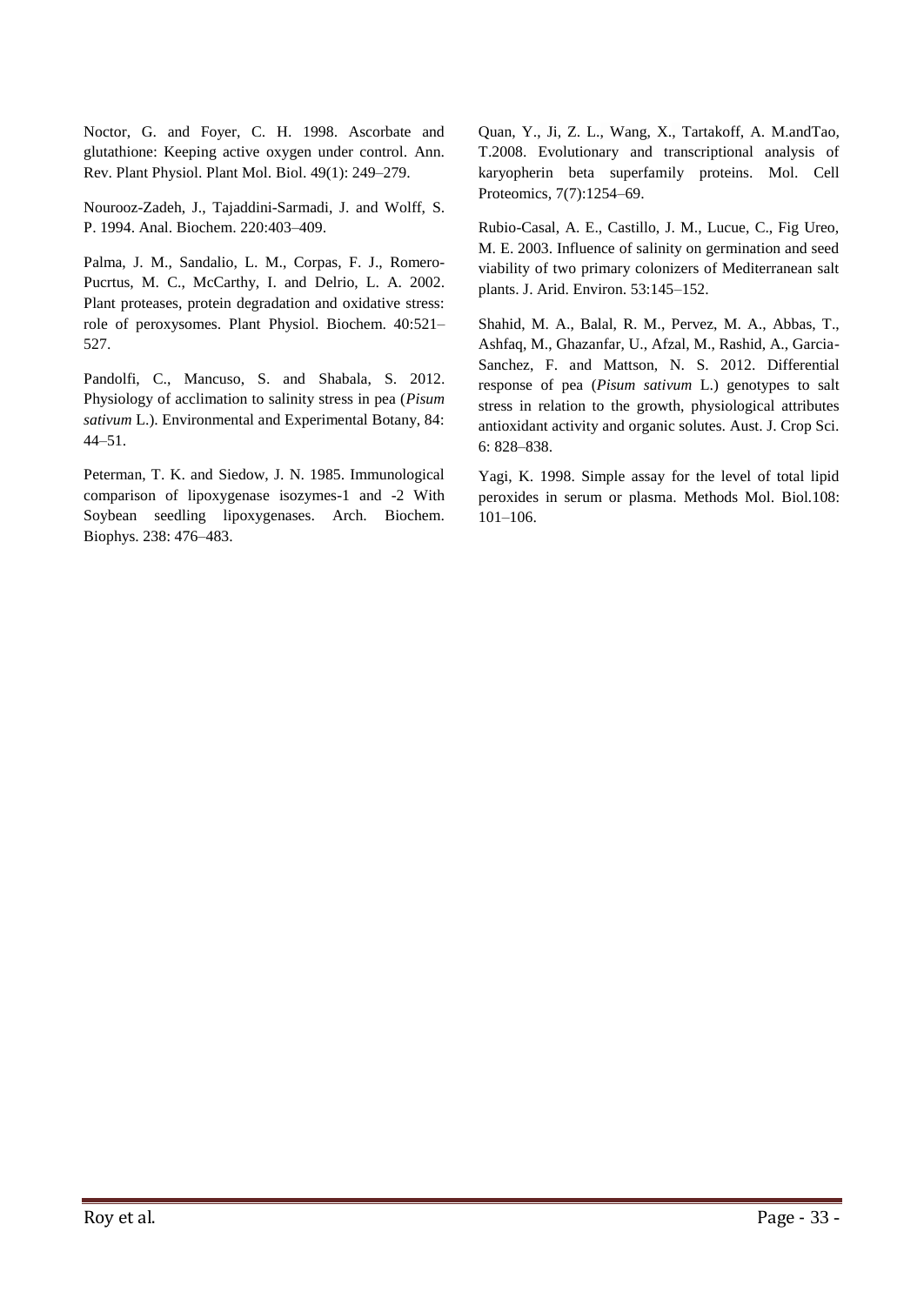Noctor, G. and Foyer, C. H. 1998. Ascorbate and glutathione: Keeping active oxygen under control. Ann. Rev. Plant Physiol. Plant Mol. Biol. 49(1): 249–279.

Nourooz-Zadeh, J., Tajaddini-Sarmadi, J. and Wolff, S. P. 1994. Anal. Biochem. 220:403–409.

Palma, J. M., Sandalio, L. M., Corpas, F. J., Romero-Pucrtus, M. C., McCarthy, I. and Delrio, L. A. 2002. Plant proteases, protein degradation and oxidative stress: role of peroxysomes. Plant Physiol. Biochem. 40:521–527.

Pandolfi, C., Mancuso, S. and Shabala, S. 2012. Physiology of acclimation to salinity stress in pea (*Pisum sativum* L.). Environmental and Experimental Botany, 84: 44–51.

Peterman, T. K. and Siedow, J. N. 1985. Immunological comparison of lipoxygenase isozymes-1 and -2 With Soybean seedling lipoxygenases. Arch. Biochem. Biophys. 238: 476–483.

Quan, Y., Ji, Z. L., Wang, X., Tartakoff, A. M.andTao, T.2008. Evolutionary and transcriptional analysis of karyopherin beta superfamily proteins. Mol. Cell Proteomics, 7(7):1254–69.

Rubio-Casal, A. E., Castillo, J. M., Lucue, C., Fig Ureo, M. E. 2003. Influence of salinity on germination and seed viability of two primary colonizers of Mediterranean salt plants. J. Arid. Environ. 53:145–152.

Shahid, M. A., Balal, R. M., Pervez, M. A., Abbas, T., Ashfaq, M., Ghazanfar, U., Afzal, M., Rashid, A., Garcia-Sanchez, F. and Mattson, N. S. 2012. Differential response of pea (*Pisum sativum* L.) genotypes to salt stress in relation to the growth, physiological attributes antioxidant activity and organic solutes. Aust. J. Crop Sci. 6: 828–838.

Yagi, K. 1998. Simple assay for the level of total lipid peroxides in serum or plasma. Methods Mol. Biol.108: 101–106.